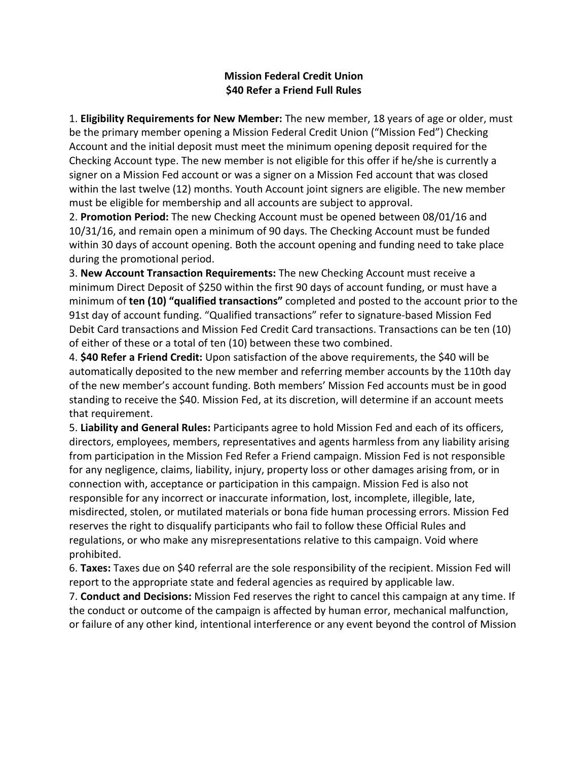**Mission Federal Credit Union**
**$40 Refer a Friend Full Rules**

1. **Eligibility Requirements for New Member:** The new member, 18 years of age or older, must be the primary member opening a Mission Federal Credit Union ("Mission Fed") Checking Account and the initial deposit must meet the minimum opening deposit required for the Checking Account type. The new member is not eligible for this offer if he/she is currently a signer on a Mission Fed account or was a signer on a Mission Fed account that was closed within the last twelve (12) months. Youth Account joint signers are eligible. The new member must be eligible for membership and all accounts are subject to approval.

2. **Promotion Period:** The new Checking Account must be opened between 08/01/16 and 10/31/16, and remain open a minimum of 90 days. The Checking Account must be funded within 30 days of account opening. Both the account opening and funding need to take place during the promotional period.

3. **New Account Transaction Requirements:** The new Checking Account must receive a minimum Direct Deposit of $250 within the first 90 days of account funding, or must have a minimum of **ten (10) "qualified transactions"** completed and posted to the account prior to the 91st day of account funding. "Qualified transactions" refer to signature-based Mission Fed Debit Card transactions and Mission Fed Credit Card transactions. Transactions can be ten (10) of either of these or a total of ten (10) between these two combined.

4. **$40 Refer a Friend Credit:** Upon satisfaction of the above requirements, the $40 will be automatically deposited to the new member and referring member accounts by the 110th day of the new member's account funding. Both members' Mission Fed accounts must be in good standing to receive the $40. Mission Fed, at its discretion, will determine if an account meets that requirement.

5. **Liability and General Rules:** Participants agree to hold Mission Fed and each of its officers, directors, employees, members, representatives and agents harmless from any liability arising from participation in the Mission Fed Refer a Friend campaign. Mission Fed is not responsible for any negligence, claims, liability, injury, property loss or other damages arising from, or in connection with, acceptance or participation in this campaign. Mission Fed is also not responsible for any incorrect or inaccurate information, lost, incomplete, illegible, late, misdirected, stolen, or mutilated materials or bona fide human processing errors. Mission Fed reserves the right to disqualify participants who fail to follow these Official Rules and regulations, or who make any misrepresentations relative to this campaign. Void where prohibited.

6. **Taxes:** Taxes due on $40 referral are the sole responsibility of the recipient. Mission Fed will report to the appropriate state and federal agencies as required by applicable law.

7. **Conduct and Decisions:** Mission Fed reserves the right to cancel this campaign at any time. If the conduct or outcome of the campaign is affected by human error, mechanical malfunction, or failure of any other kind, intentional interference or any event beyond the control of Mission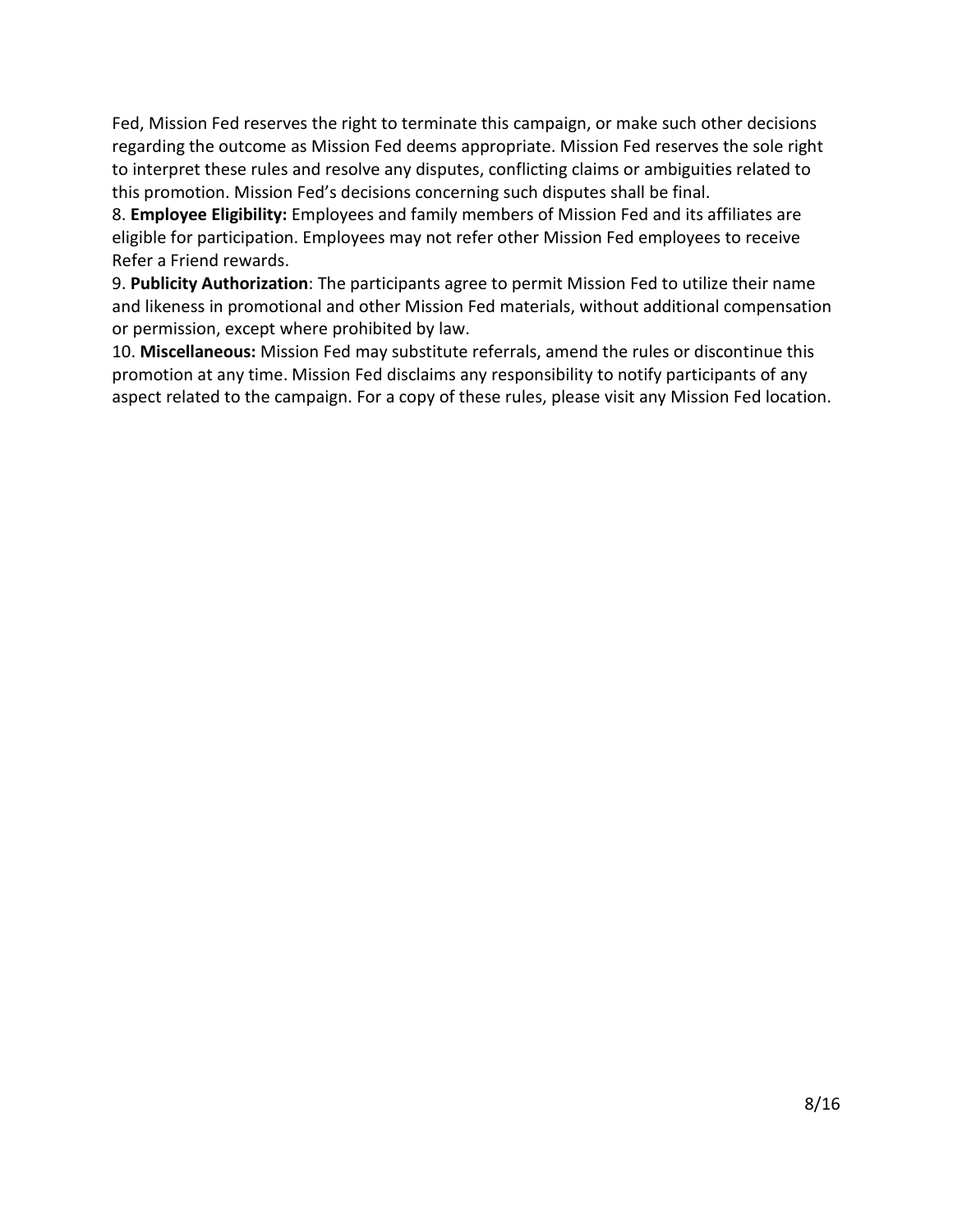Fed, Mission Fed reserves the right to terminate this campaign, or make such other decisions regarding the outcome as Mission Fed deems appropriate. Mission Fed reserves the sole right to interpret these rules and resolve any disputes, conflicting claims or ambiguities related to this promotion. Mission Fed's decisions concerning such disputes shall be final.

8. **Employee Eligibility:** Employees and family members of Mission Fed and its affiliates are eligible for participation. Employees may not refer other Mission Fed employees to receive Refer a Friend rewards.

9. **Publicity Authorization**: The participants agree to permit Mission Fed to utilize their name and likeness in promotional and other Mission Fed materials, without additional compensation or permission, except where prohibited by law.

10. **Miscellaneous:** Mission Fed may substitute referrals, amend the rules or discontinue this promotion at any time. Mission Fed disclaims any responsibility to notify participants of any aspect related to the campaign. For a copy of these rules, please visit any Mission Fed location.

8/16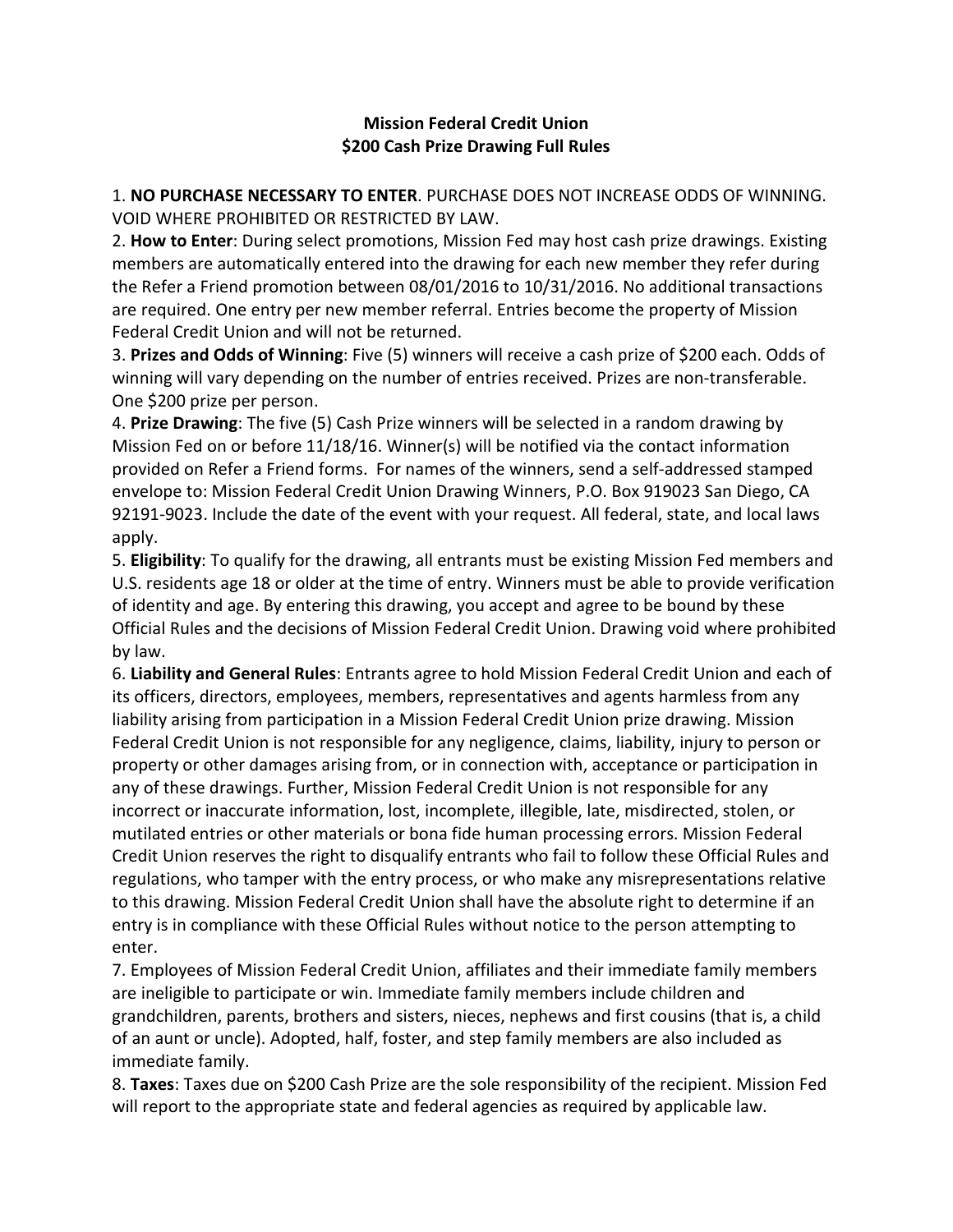**Mission Federal Credit Union**
**$200 Cash Prize Drawing Full Rules**

1. **NO PURCHASE NECESSARY TO ENTER**. PURCHASE DOES NOT INCREASE ODDS OF WINNING. VOID WHERE PROHIBITED OR RESTRICTED BY LAW.
2. **How to Enter**: During select promotions, Mission Fed may host cash prize drawings. Existing members are automatically entered into the drawing for each new member they refer during the Refer a Friend promotion between 08/01/2016 to 10/31/2016. No additional transactions are required. One entry per new member referral. Entries become the property of Mission Federal Credit Union and will not be returned.
3. **Prizes and Odds of Winning**: Five (5) winners will receive a cash prize of $200 each. Odds of winning will vary depending on the number of entries received. Prizes are non-transferable. One $200 prize per person.
4. **Prize Drawing**: The five (5) Cash Prize winners will be selected in a random drawing by Mission Fed on or before 11/18/16. Winner(s) will be notified via the contact information provided on Refer a Friend forms. For names of the winners, send a self-addressed stamped envelope to: Mission Federal Credit Union Drawing Winners, P.O. Box 919023 San Diego, CA 92191-9023. Include the date of the event with your request. All federal, state, and local laws apply.
5. **Eligibility**: To qualify for the drawing, all entrants must be existing Mission Fed members and U.S. residents age 18 or older at the time of entry. Winners must be able to provide verification of identity and age. By entering this drawing, you accept and agree to be bound by these Official Rules and the decisions of Mission Federal Credit Union. Drawing void where prohibited by law.
6. **Liability and General Rules**: Entrants agree to hold Mission Federal Credit Union and each of its officers, directors, employees, members, representatives and agents harmless from any liability arising from participation in a Mission Federal Credit Union prize drawing. Mission Federal Credit Union is not responsible for any negligence, claims, liability, injury to person or property or other damages arising from, or in connection with, acceptance or participation in any of these drawings. Further, Mission Federal Credit Union is not responsible for any incorrect or inaccurate information, lost, incomplete, illegible, late, misdirected, stolen, or mutilated entries or other materials or bona fide human processing errors. Mission Federal Credit Union reserves the right to disqualify entrants who fail to follow these Official Rules and regulations, who tamper with the entry process, or who make any misrepresentations relative to this drawing. Mission Federal Credit Union shall have the absolute right to determine if an entry is in compliance with these Official Rules without notice to the person attempting to enter.
7. Employees of Mission Federal Credit Union, affiliates and their immediate family members are ineligible to participate or win. Immediate family members include children and grandchildren, parents, brothers and sisters, nieces, nephews and first cousins (that is, a child of an aunt or uncle). Adopted, half, foster, and step family members are also included as immediate family.
8. **Taxes**: Taxes due on $200 Cash Prize are the sole responsibility of the recipient. Mission Fed will report to the appropriate state and federal agencies as required by applicable law.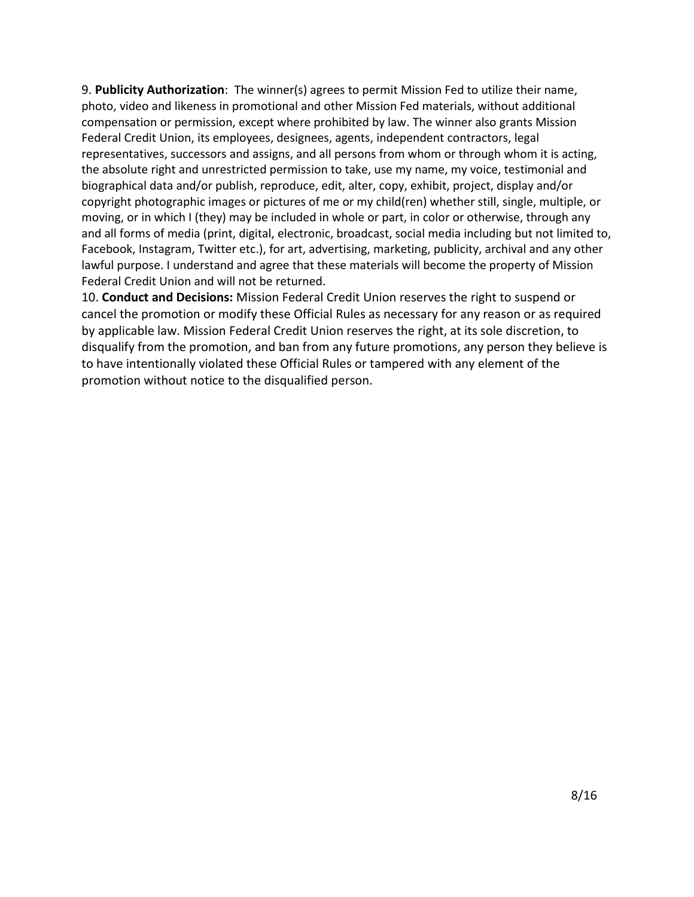9. **Publicity Authorization**: The winner(s) agrees to permit Mission Fed to utilize their name, photo, video and likeness in promotional and other Mission Fed materials, without additional compensation or permission, except where prohibited by law. The winner also grants Mission Federal Credit Union, its employees, designees, agents, independent contractors, legal representatives, successors and assigns, and all persons from whom or through whom it is acting, the absolute right and unrestricted permission to take, use my name, my voice, testimonial and biographical data and/or publish, reproduce, edit, alter, copy, exhibit, project, display and/or copyright photographic images or pictures of me or my child(ren) whether still, single, multiple, or moving, or in which I (they) may be included in whole or part, in color or otherwise, through any and all forms of media (print, digital, electronic, broadcast, social media including but not limited to, Facebook, Instagram, Twitter etc.), for art, advertising, marketing, publicity, archival and any other lawful purpose. I understand and agree that these materials will become the property of Mission Federal Credit Union and will not be returned.

10. **Conduct and Decisions:** Mission Federal Credit Union reserves the right to suspend or cancel the promotion or modify these Official Rules as necessary for any reason or as required by applicable law. Mission Federal Credit Union reserves the right, at its sole discretion, to disqualify from the promotion, and ban from any future promotions, any person they believe is to have intentionally violated these Official Rules or tampered with any element of the promotion without notice to the disqualified person.